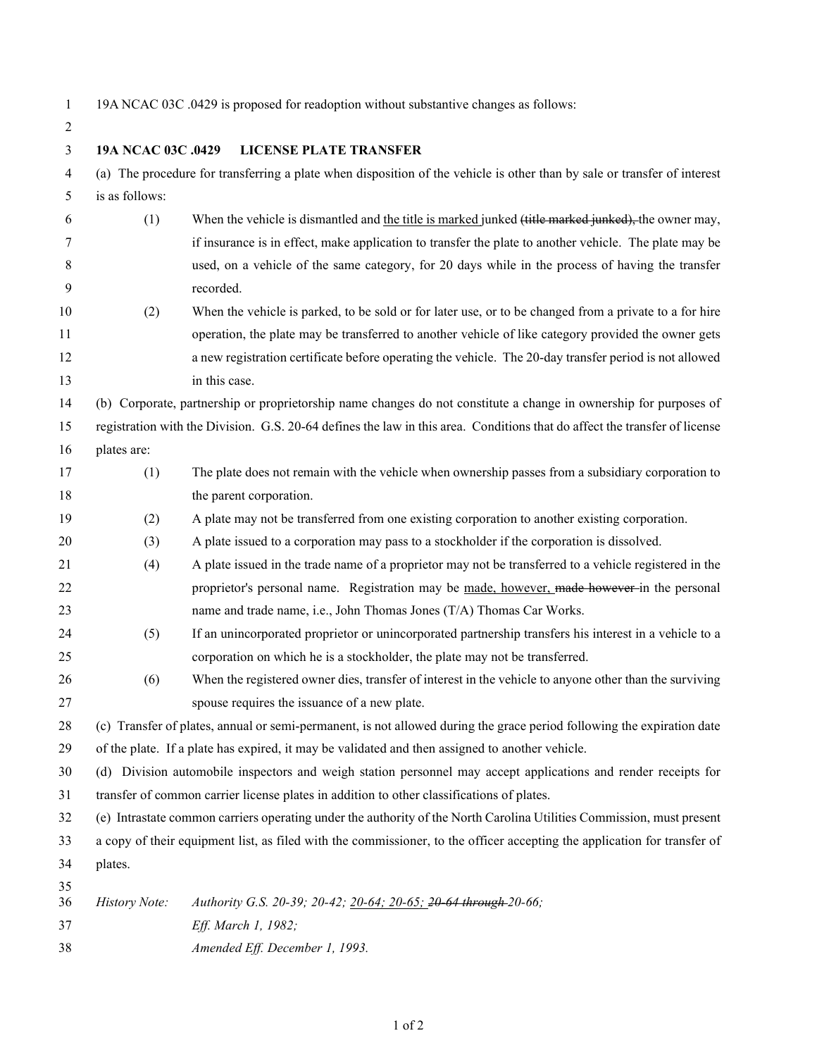19A NCAC 03C .0429 is proposed for readoption without substantive changes as follows:

**19A NCAC 03C .0429 LICENSE PLATE TRANSFER**

(a) The procedure for transferring a plate when disposition of the vehicle is other than by sale or transfer of interest is as follows:

(1) When the vehicle is dismantled and <u>the title is marked</u> junked ~~(title marked junked),~~ the owner may, if insurance is in effect, make application to transfer the plate to another vehicle. The plate may be used, on a vehicle of the same category, for 20 days while in the process of having the transfer recorded.

(2) When the vehicle is parked, to be sold or for later use, or to be changed from a private to a for hire operation, the plate may be transferred to another vehicle of like category provided the owner gets a new registration certificate before operating the vehicle. The 20-day transfer period is not allowed in this case.

(b) Corporate, partnership or proprietorship name changes do not constitute a change in ownership for purposes of registration with the Division. G.S. 20-64 defines the law in this area. Conditions that do affect the transfer of license plates are:

(1) The plate does not remain with the vehicle when ownership passes from a subsidiary corporation to the parent corporation.

(2) A plate may not be transferred from one existing corporation to another existing corporation.

(3) A plate issued to a corporation may pass to a stockholder if the corporation is dissolved.

(4) A plate issued in the trade name of a proprietor may not be transferred to a vehicle registered in the proprietor's personal name. Registration may be <u>made, however,</u> ~~made however~~ in the personal name and trade name, i.e., John Thomas Jones (T/A) Thomas Car Works.

(5) If an unincorporated proprietor or unincorporated partnership transfers his interest in a vehicle to a corporation on which he is a stockholder, the plate may not be transferred.

(6) When the registered owner dies, transfer of interest in the vehicle to anyone other than the surviving spouse requires the issuance of a new plate.

(c) Transfer of plates, annual or semi-permanent, is not allowed during the grace period following the expiration date of the plate. If a plate has expired, it may be validated and then assigned to another vehicle.

(d) Division automobile inspectors and weigh station personnel may accept applications and render receipts for transfer of common carrier license plates in addition to other classifications of plates.

(e) Intrastate common carriers operating under the authority of the North Carolina Utilities Commission, must present a copy of their equipment list, as filed with the commissioner, to the officer accepting the application for transfer of plates.

*History Note: Authority G.S. 20-39; 20-42; <u>20-64; 20-65;</u> ~~20-64 through~~ 20-66;*
*Eff. March 1, 1982;*
*Amended Eff. December 1, 1993.*